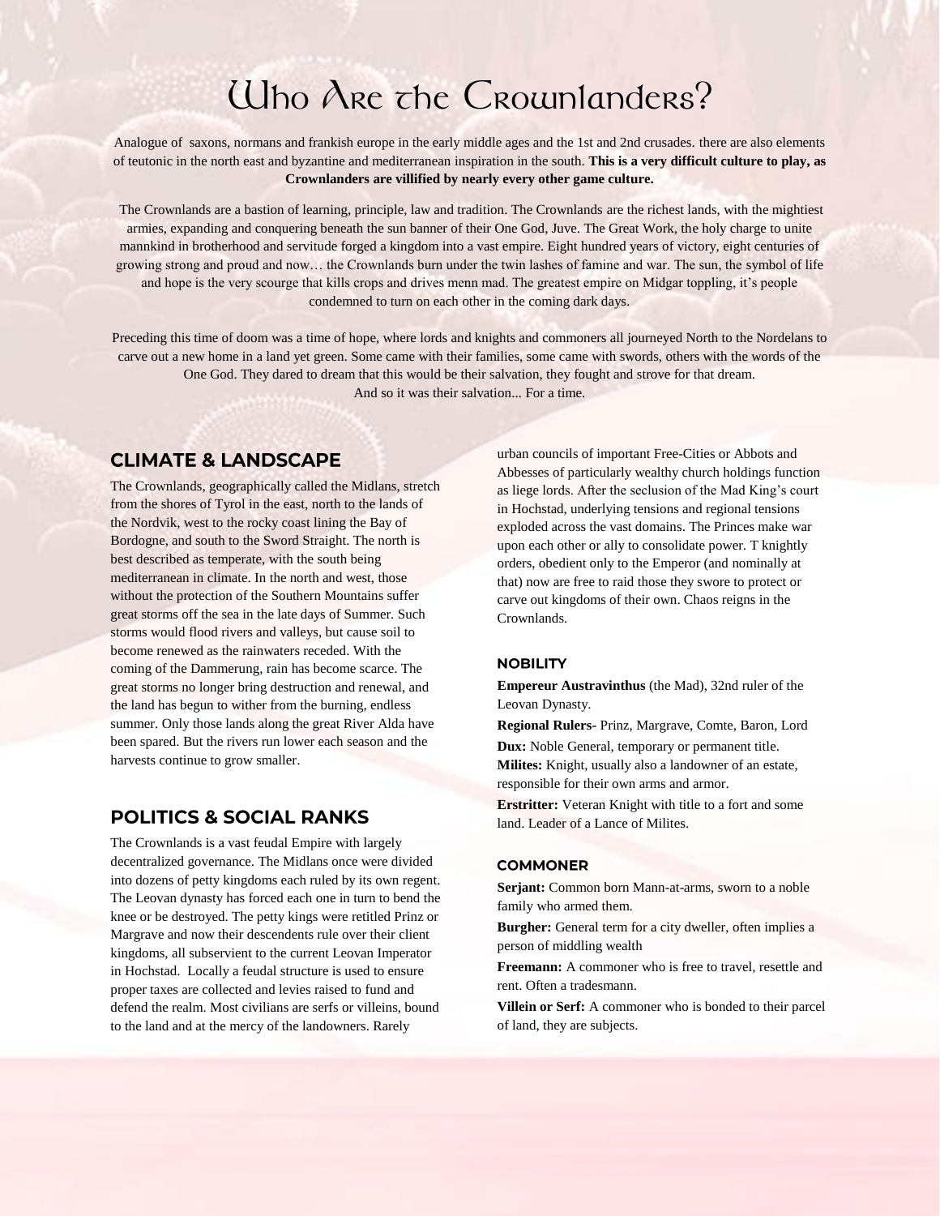# Who Are the Crownlanders?

Analogue of saxons, normans and frankish europe in the early middle ages and the 1st and 2nd crusades. there are also elements of teutonic in the north east and byzantine and mediterranean inspiration in the south. **This is a very difficult culture to play, as Crownlanders are villified by nearly every other game culture.**

The Crownlands are a bastion of learning, principle, law and tradition. The Crownlands are the richest lands, with the mightiest armies, expanding and conquering beneath the sun banner of their One God, Juve. The Great Work, the holy charge to unite mankind in brotherhood and servitude forged a kingdom into a vast empire. Eight hundred years of victory, eight centuries of growing strong and proud and now… the Crownlands burn under the twin lashes of famine and war. The sun, the symbol of life and hope is the very scourge that kills crops and drives menn mad. The greatest empire on Midgar toppling, it's people condemned to turn on each other in the coming dark days.

Preceding this time of doom was a time of hope, where lords and knights and commoners all journeyed North to the Nordelans to carve out a new home in a land yet green. Some came with their families, some came with swords, others with the words of the One God. They dared to dream that this would be their salvation, they fought and strove for that dream.
And so it was their salvation... For a time.

## CLIMATE & LANDSCAPE

The Crownlands, geographically called the Midlans, stretch from the shores of Tyrol in the east, north to the lands of the Nordvik, west to the rocky coast lining the Bay of Bordogne, and south to the Sword Straight. The north is best described as temperate, with the south being mediterranean in climate. In the north and west, those without the protection of the Southern Mountains suffer great storms off the sea in the late days of Summer. Such storms would flood rivers and valleys, but cause soil to become renewed as the rainwaters receded. With the coming of the Dammerung, rain has become scarce. The great storms no longer bring destruction and renewal, and the land has begun to wither from the burning, endless summer. Only those lands along the great River Alda have been spared. But the rivers run lower each season and the harvests continue to grow smaller.

## POLITICS & SOCIAL RANKS

The Crownlands is a vast feudal Empire with largely decentralized governance. The Midlans once were divided into dozens of petty kingdoms each ruled by its own regent. The Leovan dynasty has forced each one in turn to bend the knee or be destroyed. The petty kings were retitled Prinz or Margrave and now their descendents rule over their client kingdoms, all subservient to the current Leovan Imperator in Hochstad. Locally a feudal structure is used to ensure proper taxes are collected and levies raised to fund and defend the realm. Most civilians are serfs or villeins, bound to the land and at the mercy of the landowners. Rarely urban councils of important Free-Cities or Abbots and Abbesses of particularly wealthy church holdings function as liege lords. After the seclusion of the Mad King's court in Hochstad, underlying tensions and regional tensions exploded across the vast domains. The Princes make war upon each other or ally to consolidate power. T knightly orders, obedient only to the Emperor (and nominally at that) now are free to raid those they swore to protect or carve out kingdoms of their own. Chaos reigns in the Crownlands.

### NOBILITY

**Empereur Austravinthus** (the Mad), 32nd ruler of the Leovan Dynasty.

**Regional Rulers-** Prinz, Margrave, Comte, Baron, Lord

**Dux:** Noble General, temporary or permanent title.

**Milites:** Knight, usually also a landowner of an estate, responsible for their own arms and armor.

**Erstritter:** Veteran Knight with title to a fort and some land. Leader of a Lance of Milites.

### COMMONER

**Serjant:** Common born Mann-at-arms, sworn to a noble family who armed them.

**Burgher:** General term for a city dweller, often implies a person of middling wealth

**Freemann:** A commoner who is free to travel, resettle and rent. Often a tradesmann.

**Villein or Serf:** A commoner who is bonded to their parcel of land, they are subjects.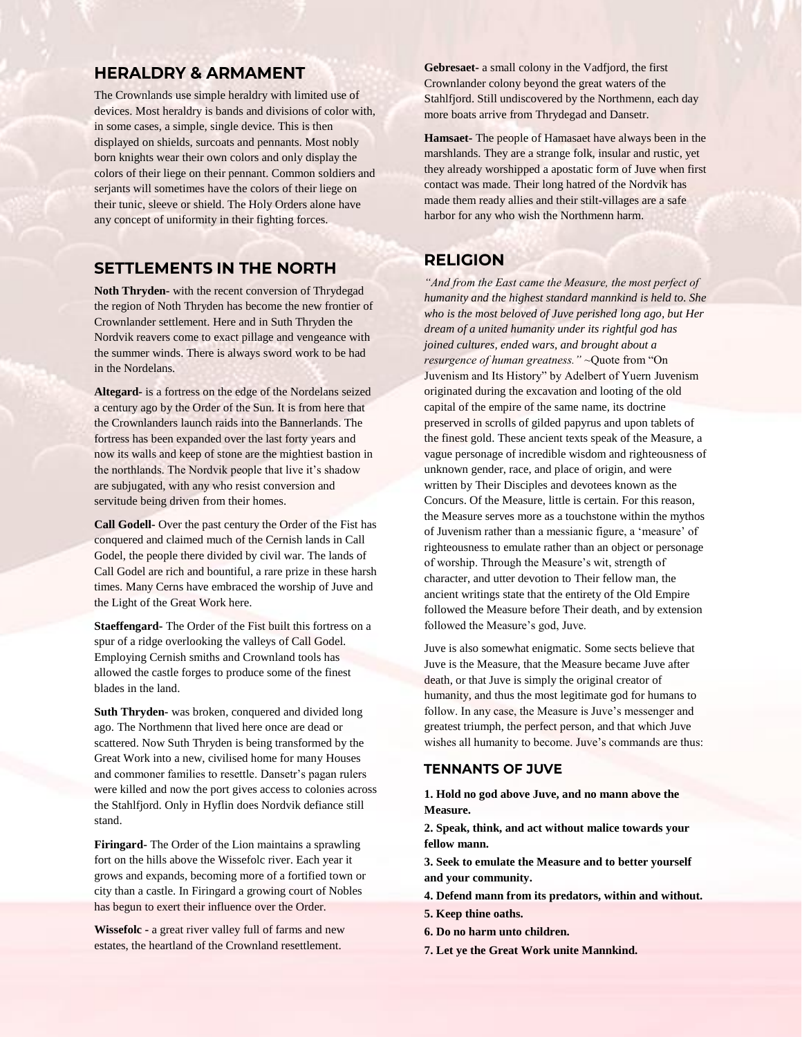## HERALDRY & ARMAMENT

The Crownlands use simple heraldry with limited use of devices. Most heraldry is bands and divisions of color with, in some cases, a simple, single device. This is then displayed on shields, surcoats and pennants. Most nobly born knights wear their own colors and only display the colors of their liege on their pennant. Common soldiers and serjants will sometimes have the colors of their liege on their tunic, sleeve or shield. The Holy Orders alone have any concept of uniformity in their fighting forces.

## SETTLEMENTS IN THE NORTH

**Noth Thryden-** with the recent conversion of Thrydegad the region of Noth Thryden has become the new frontier of Crownlander settlement. Here and in Suth Thryden the Nordvik reavers come to exact pillage and vengeance with the summer winds. There is always sword work to be had in the Nordelans.

**Altegard**- is a fortress on the edge of the Nordelans seized a century ago by the Order of the Sun. It is from here that the Crownlanders launch raids into the Bannerlands. The fortress has been expanded over the last forty years and now its walls and keep of stone are the mightiest bastion in the northlands. The Nordvik people that live it's shadow are subjugated, with any who resist conversion and servitude being driven from their homes.

**Call Godell-** Over the past century the Order of the Fist has conquered and claimed much of the Cernish lands in Call Godel, the people there divided by civil war. The lands of Call Godel are rich and bountiful, a rare prize in these harsh times. Many Cerns have embraced the worship of Juve and the Light of the Great Work here.

**Staeffengard-** The Order of the Fist built this fortress on a spur of a ridge overlooking the valleys of Call Godel. Employing Cernish smiths and Crownland tools has allowed the castle forges to produce some of the finest blades in the land.

**Suth Thryden-** was broken, conquered and divided long ago. The Northmenn that lived here once are dead or scattered. Now Suth Thryden is being transformed by the Great Work into a new, civilised home for many Houses and commoner families to resettle. Dansetr's pagan rulers were killed and now the port gives access to colonies across the Stahlfjord. Only in Hyflin does Nordvik defiance still stand.

**Firingard-** The Order of the Lion maintains a sprawling fort on the hills above the Wissefolc river. Each year it grows and expands, becoming more of a fortified town or city than a castle. In Firingard a growing court of Nobles has begun to exert their influence over the Order.

**Wissefolc -** a great river valley full of farms and new estates, the heartland of the Crownland resettlement.

**Gebresaet-** a small colony in the Vadfjord, the first Crownlander colony beyond the great waters of the Stahlfjord. Still undiscovered by the Northmenn, each day more boats arrive from Thrydegad and Dansetr.

**Hamsaet-** The people of Hamasaet have always been in the marshlands. They are a strange folk, insular and rustic, yet they already worshipped a apostatic form of Juve when first contact was made. Their long hatred of the Nordvik has made them ready allies and their stilt-villages are a safe harbor for any who wish the Northmenn harm.

## RELIGION

*"And from the East came the Measure, the most perfect of humanity and the highest standard mannkind is held to. She who is the most beloved of Juve perished long ago, but Her dream of a united humanity under its rightful god has joined cultures, ended wars, and brought about a resurgence of human greatness."* ~Quote from "On Juvenism and Its History" by Adelbert of Yuern Juvenism originated during the excavation and looting of the old capital of the empire of the same name, its doctrine preserved in scrolls of gilded papyrus and upon tablets of the finest gold. These ancient texts speak of the Measure, a vague personage of incredible wisdom and righteousness of unknown gender, race, and place of origin, and were written by Their Disciples and devotees known as the Concurs. Of the Measure, little is certain. For this reason, the Measure serves more as a touchstone within the mythos of Juvenism rather than a messianic figure, a 'measure' of righteousness to emulate rather than an object or personage of worship. Through the Measure's wit, strength of character, and utter devotion to Their fellow man, the ancient writings state that the entirety of the Old Empire followed the Measure before Their death, and by extension followed the Measure's god, Juve.

Juve is also somewhat enigmatic. Some sects believe that Juve is the Measure, that the Measure became Juve after death, or that Juve is simply the original creator of humanity, and thus the most legitimate god for humans to follow. In any case, the Measure is Juve's messenger and greatest triumph, the perfect person, and that which Juve wishes all humanity to become. Juve's commands are thus:

### TENNANTS OF JUVE

**1. Hold no god above Juve, and no mann above the Measure.**

**2. Speak, think, and act without malice towards your fellow mann.**

**3. Seek to emulate the Measure and to better yourself and your community.**

**4. Defend mann from its predators, within and without.**

**5. Keep thine oaths.**

**6. Do no harm unto children.**

**7. Let ye the Great Work unite Mannkind.**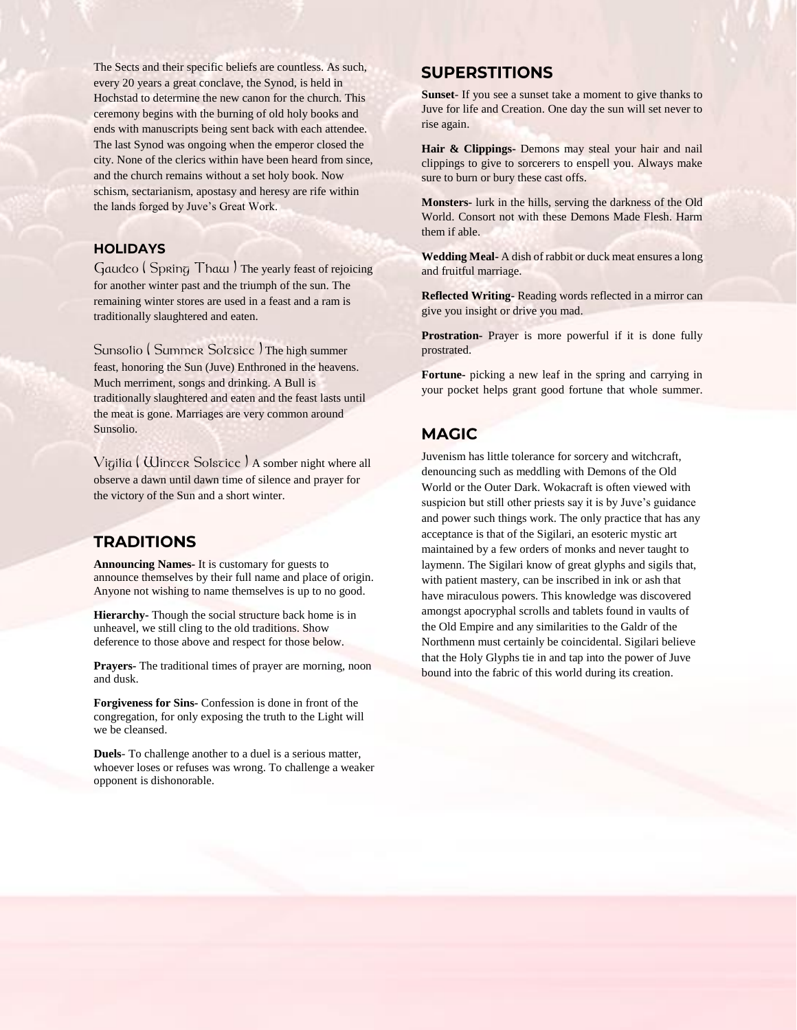The Sects and their specific beliefs are countless. As such, every 20 years a great conclave, the Synod, is held in Hochstad to determine the new canon for the church. This ceremony begins with the burning of old holy books and ends with manuscripts being sent back with each attendee. The last Synod was ongoing when the emperor closed the city. None of the clerics within have been heard from since, and the church remains without a set holy book. Now schism, sectarianism, apostasy and heresy are rife within the lands forged by Juve's Great Work.

### HOLIDAYS

Gaudeo ( Spring Thaw ) The yearly feast of rejoicing for another winter past and the triumph of the sun. The remaining winter stores are used in a feast and a ram is traditionally slaughtered and eaten.

Sunsolio ( Summer Soltsice ) The high summer feast, honoring the Sun (Juve) Enthroned in the heavens. Much merriment, songs and drinking. A Bull is traditionally slaughtered and eaten and the feast lasts until the meat is gone. Marriages are very common around Sunsolio.

Vigilia ( Winter Solstice ) A somber night where all observe a dawn until dawn time of silence and prayer for the victory of the Sun and a short winter.

## TRADITIONS

**Announcing Names-** It is customary for guests to announce themselves by their full name and place of origin. Anyone not wishing to name themselves is up to no good.

**Hierarchy-** Though the social structure back home is in unheavel, we still cling to the old traditions. Show deference to those above and respect for those below.

**Prayers-** The traditional times of prayer are morning, noon and dusk.

**Forgiveness for Sins-** Confession is done in front of the congregation, for only exposing the truth to the Light will we be cleansed.

**Duels**- To challenge another to a duel is a serious matter, whoever loses or refuses was wrong. To challenge a weaker opponent is dishonorable.

## SUPERSTITIONS

**Sunset**- If you see a sunset take a moment to give thanks to Juve for life and Creation. One day the sun will set never to rise again.

**Hair & Clippings-** Demons may steal your hair and nail clippings to give to sorcerers to enspell you. Always make sure to burn or bury these cast offs.

**Monsters-** lurk in the hills, serving the darkness of the Old World. Consort not with these Demons Made Flesh. Harm them if able.

**Wedding Meal**- A dish of rabbit or duck meat ensures a long and fruitful marriage.

**Reflected Writing-** Reading words reflected in a mirror can give you insight or drive you mad.

**Prostration-** Prayer is more powerful if it is done fully prostrated.

**Fortune-** picking a new leaf in the spring and carrying in your pocket helps grant good fortune that whole summer.

## MAGIC

Juvenism has little tolerance for sorcery and witchcraft, denouncing such as meddling with Demons of the Old World or the Outer Dark. Wokacraft is often viewed with suspicion but still other priests say it is by Juve's guidance and power such things work. The only practice that has any acceptance is that of the Sigilari, an esoteric mystic art maintained by a few orders of monks and never taught to laymenn. The Sigilari know of great glyphs and sigils that, with patient mastery, can be inscribed in ink or ash that have miraculous powers. This knowledge was discovered amongst apocryphal scrolls and tablets found in vaults of the Old Empire and any similarities to the Galdr of the Northmenn must certainly be coincidental. Sigilari believe that the Holy Glyphs tie in and tap into the power of Juve bound into the fabric of this world during its creation.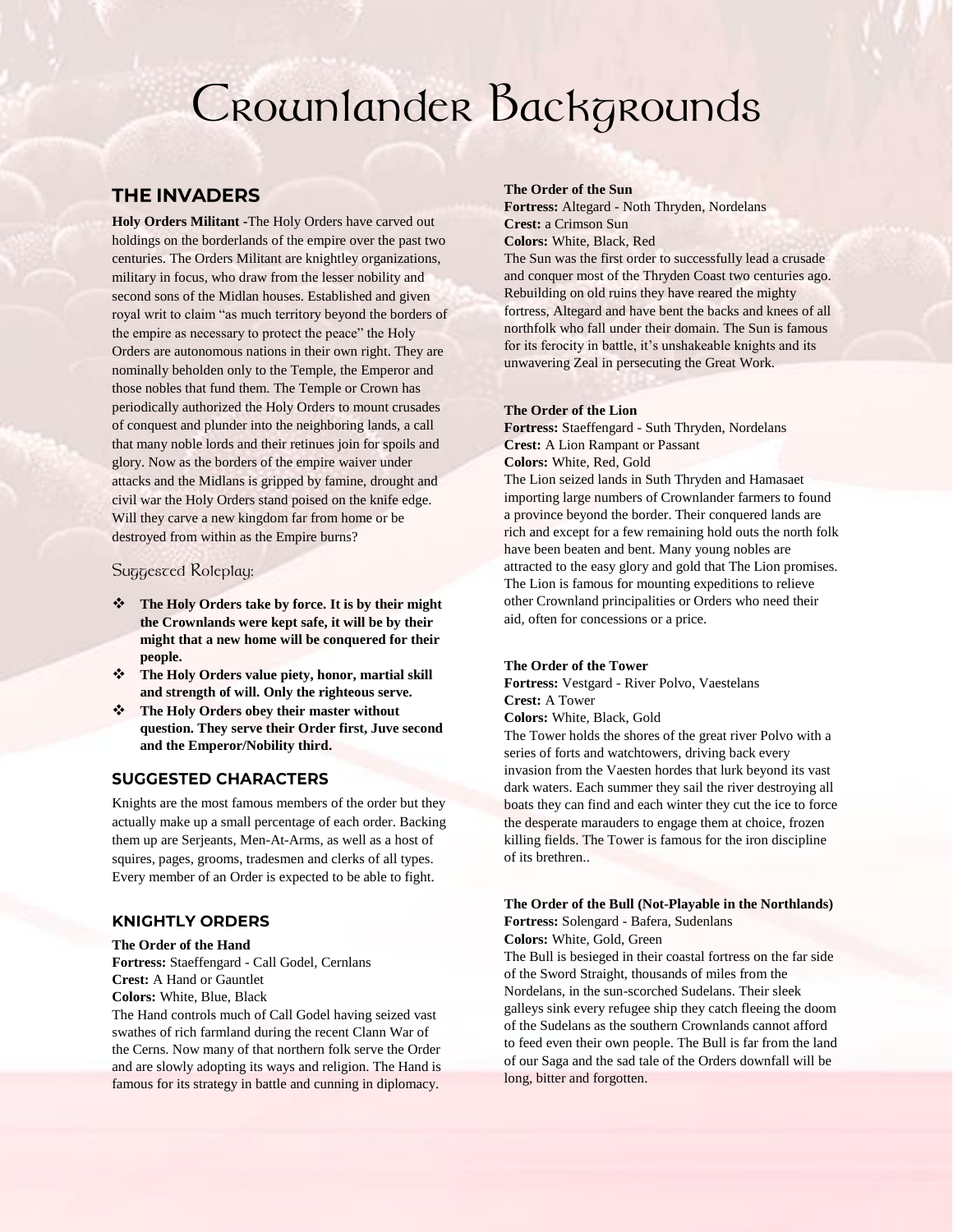# Crownlander Backgrounds

## THE INVADERS

**Holy Orders Militant -**The Holy Orders have carved out holdings on the borderlands of the empire over the past two centuries. The Orders Militant are knightley organizations, military in focus, who draw from the lesser nobility and second sons of the Midlan houses. Established and given royal writ to claim "as much territory beyond the borders of the empire as necessary to protect the peace" the Holy Orders are autonomous nations in their own right. They are nominally beholden only to the Temple, the Emperor and those nobles that fund them. The Temple or Crown has periodically authorized the Holy Orders to mount crusades of conquest and plunder into the neighboring lands, a call that many noble lords and their retinues join for spoils and glory. Now as the borders of the empire waiver under attacks and the Midlans is gripped by famine, drought and civil war the Holy Orders stand poised on the knife edge. Will they carve a new kingdom far from home or be destroyed from within as the Empire burns?

### Suggested Roleplay:

- **The Holy Orders take by force. It is by their might the Crownlands were kept safe, it will be by their might that a new home will be conquered for their people.**
- **The Holy Orders value piety, honor, martial skill and strength of will. Only the righteous serve.**
- **The Holy Orders obey their master without question. They serve their Order first, Juve second and the Emperor/Nobility third.**

## SUGGESTED CHARACTERS

Knights are the most famous members of the order but they actually make up a small percentage of each order. Backing them up are Serjeants, Men-At-Arms, as well as a host of squires, pages, grooms, tradesmen and clerks of all types. Every member of an Order is expected to be able to fight.

## KNIGHTLY ORDERS

**The Order of the Hand**
**Fortress:** Staeffengard - Call Godel, Cernlans
**Crest:** A Hand or Gauntlet
**Colors:** White, Blue, Black
The Hand controls much of Call Godel having seized vast swathes of rich farmland during the recent Clann War of the Cerns. Now many of that northern folk serve the Order and are slowly adopting its ways and religion. The Hand is famous for its strategy in battle and cunning in diplomacy.

**The Order of the Sun**
**Fortress:** Altegard - Noth Thryden, Nordelans
**Crest:** a Crimson Sun
**Colors:** White, Black, Red
The Sun was the first order to successfully lead a crusade and conquer most of the Thryden Coast two centuries ago. Rebuilding on old ruins they have reared the mighty fortress, Altegard and have bent the backs and knees of all northfolk who fall under their domain. The Sun is famous for its ferocity in battle, it's unshakeable knights and its unwavering Zeal in persecuting the Great Work.

**The Order of the Lion**
**Fortress:** Staeffengard - Suth Thryden, Nordelans
**Crest:** A Lion Rampant or Passant
**Colors:** White, Red, Gold
The Lion seized lands in Suth Thryden and Hamasaet importing large numbers of Crownlander farmers to found a province beyond the border. Their conquered lands are rich and except for a few remaining hold outs the north folk have been beaten and bent. Many young nobles are attracted to the easy glory and gold that The Lion promises. The Lion is famous for mounting expeditions to relieve other Crownland principalities or Orders who need their aid, often for concessions or a price.

**The Order of the Tower**
**Fortress:** Vestgard - River Polvo, Vaestelans
**Crest:** A Tower
**Colors:** White, Black, Gold
The Tower holds the shores of the great river Polvo with a series of forts and watchtowers, driving back every invasion from the Vaesten hordes that lurk beyond its vast dark waters. Each summer they sail the river destroying all boats they can find and each winter they cut the ice to force the desperate marauders to engage them at choice, frozen killing fields. The Tower is famous for the iron discipline of its brethren..

**The Order of the Bull (Not-Playable in the Northlands)**
**Fortress:** Solengard - Bafera, Sudenlans
**Colors:** White, Gold, Green
The Bull is besieged in their coastal fortress on the far side of the Sword Straight, thousands of miles from the Nordelans, in the sun-scorched Sudelans. Their sleek galleys sink every refugee ship they catch fleeing the doom of the Sudelans as the southern Crownlands cannot afford to feed even their own people. The Bull is far from the land of our Saga and the sad tale of the Orders downfall will be long, bitter and forgotten.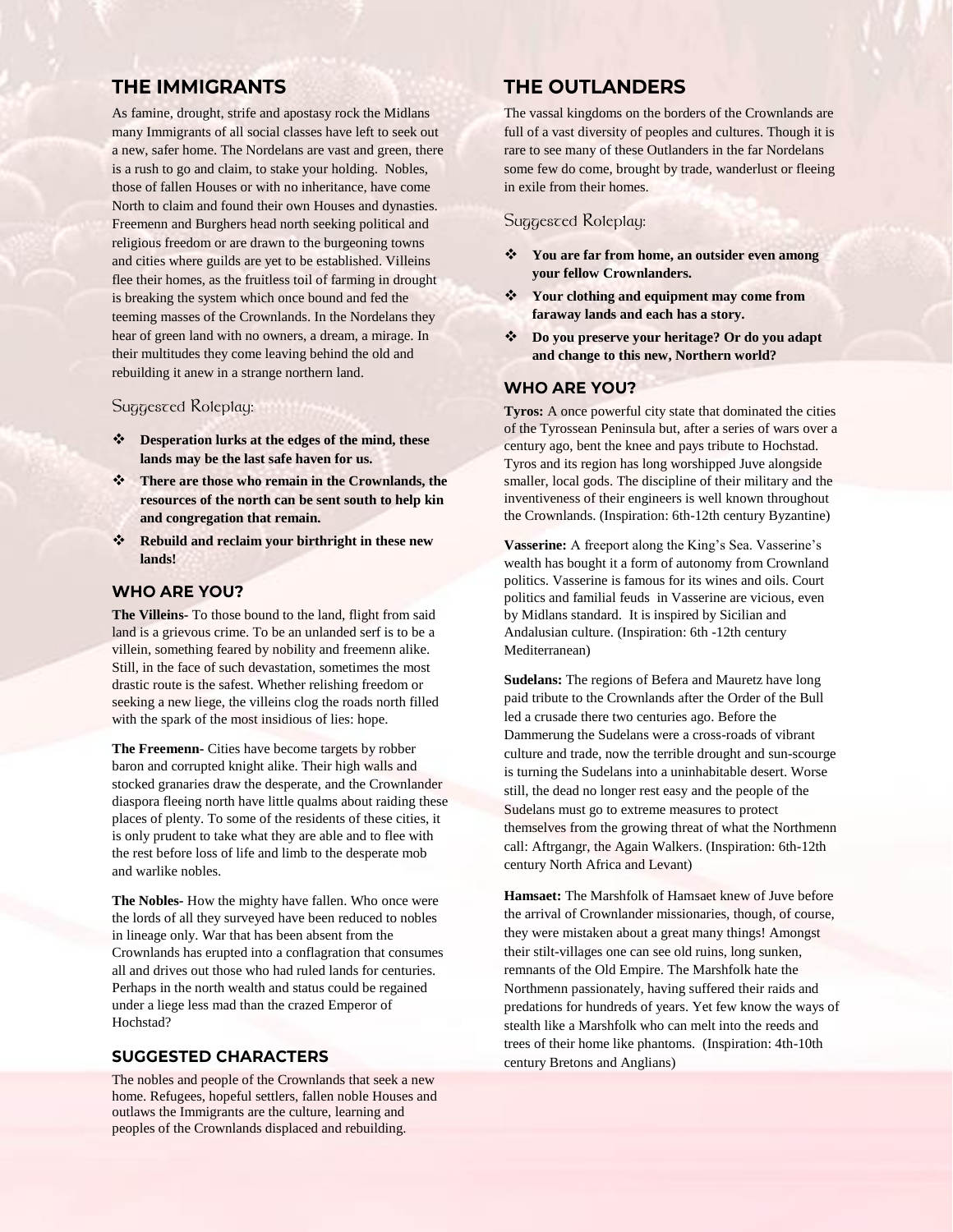## THE IMMIGRANTS

As famine, drought, strife and apostasy rock the Midlans many Immigrants of all social classes have left to seek out a new, safer home. The Nordelans are vast and green, there is a rush to go and claim, to stake your holding. Nobles, those of fallen Houses or with no inheritance, have come North to claim and found their own Houses and dynasties. Freemenn and Burghers head north seeking political and religious freedom or are drawn to the burgeoning towns and cities where guilds are yet to be established. Villeins flee their homes, as the fruitless toil of farming in drought is breaking the system which once bound and fed the teeming masses of the Crownlands. In the Nordelans they hear of green land with no owners, a dream, a mirage. In their multitudes they come leaving behind the old and rebuilding it anew in a strange northern land.

### Suggested Roleplay:

- **Desperation lurks at the edges of the mind, these lands may be the last safe haven for us.**
- **There are those who remain in the Crownlands, the resources of the north can be sent south to help kin and congregation that remain.**
- **Rebuild and reclaim your birthright in these new lands!**

### WHO ARE YOU?

**The Villeins-** To those bound to the land, flight from said land is a grievous crime. To be an unlanded serf is to be a villein, something feared by nobility and freemenn alike. Still, in the face of such devastation, sometimes the most drastic route is the safest. Whether relishing freedom or seeking a new liege, the villeins clog the roads north filled with the spark of the most insidious of lies: hope.

**The Freemenn-** Cities have become targets by robber baron and corrupted knight alike. Their high walls and stocked granaries draw the desperate, and the Crownlander diaspora fleeing north have little qualms about raiding these places of plenty. To some of the residents of these cities, it is only prudent to take what they are able and to flee with the rest before loss of life and limb to the desperate mob and warlike nobles.

**The Nobles-** How the mighty have fallen. Who once were the lords of all they surveyed have been reduced to nobles in lineage only. War that has been absent from the Crownlands has erupted into a conflagration that consumes all and drives out those who had ruled lands for centuries. Perhaps in the north wealth and status could be regained under a liege less mad than the crazed Emperor of Hochstad?

### SUGGESTED CHARACTERS

The nobles and people of the Crownlands that seek a new home. Refugees, hopeful settlers, fallen noble Houses and outlaws the Immigrants are the culture, learning and peoples of the Crownlands displaced and rebuilding.

## THE OUTLANDERS

The vassal kingdoms on the borders of the Crownlands are full of a vast diversity of peoples and cultures. Though it is rare to see many of these Outlanders in the far Nordelans some few do come, brought by trade, wanderlust or fleeing in exile from their homes.

### Suggested Roleplay:

- **You are far from home, an outsider even among your fellow Crownlanders.**
- **Your clothing and equipment may come from faraway lands and each has a story.**
- **Do you preserve your heritage? Or do you adapt and change to this new, Northern world?**

### WHO ARE YOU?

**Tyros:** A once powerful city state that dominated the cities of the Tyrossean Peninsula but, after a series of wars over a century ago, bent the knee and pays tribute to Hochstad. Tyros and its region has long worshipped Juve alongside smaller, local gods. The discipline of their military and the inventiveness of their engineers is well known throughout the Crownlands. (Inspiration: 6th-12th century Byzantine)

**Vasserine:** A freeport along the King's Sea. Vasserine's wealth has bought it a form of autonomy from Crownland politics. Vasserine is famous for its wines and oils. Court politics and familial feuds in Vasserine are vicious, even by Midlans standard. It is inspired by Sicilian and Andalusian culture. (Inspiration: 6th -12th century Mediterranean)

**Sudelans:** The regions of Befera and Mauretz have long paid tribute to the Crownlands after the Order of the Bull led a crusade there two centuries ago. Before the Dammerung the Sudelans were a cross-roads of vibrant culture and trade, now the terrible drought and sun-scourge is turning the Sudelans into a uninhabitable desert. Worse still, the dead no longer rest easy and the people of the Sudelans must go to extreme measures to protect themselves from the growing threat of what the Northmenn call: Aftrgangr, the Again Walkers. (Inspiration: 6th-12th century North Africa and Levant)

**Hamsaet:** The Marshfolk of Hamsaet knew of Juve before the arrival of Crownlander missionaries, though, of course, they were mistaken about a great many things! Amongst their stilt-villages one can see old ruins, long sunken, remnants of the Old Empire. The Marshfolk hate the Northmenn passionately, having suffered their raids and predations for hundreds of years. Yet few know the ways of stealth like a Marshfolk who can melt into the reeds and trees of their home like phantoms. (Inspiration: 4th-10th century Bretons and Anglians)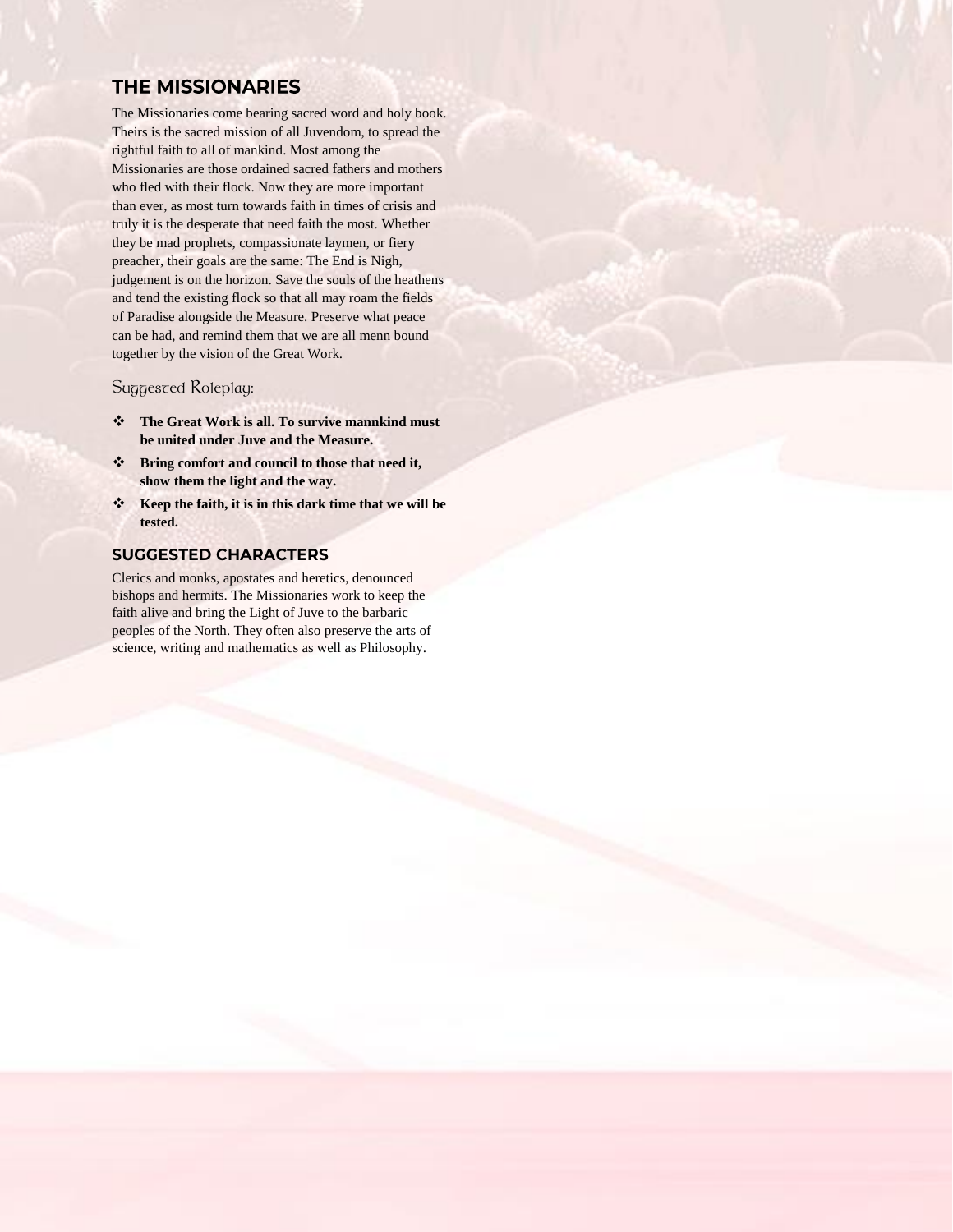## THE MISSIONARIES

The Missionaries come bearing sacred word and holy book. Theirs is the sacred mission of all Juvendom, to spread the rightful faith to all of mankind. Most among the Missionaries are those ordained sacred fathers and mothers who fled with their flock. Now they are more important than ever, as most turn towards faith in times of crisis and truly it is the desperate that need faith the most. Whether they be mad prophets, compassionate laymen, or fiery preacher, their goals are the same: The End is Nigh, judgement is on the horizon. Save the souls of the heathens and tend the existing flock so that all may roam the fields of Paradise alongside the Measure. Preserve what peace can be had, and remind them that we are all menn bound together by the vision of the Great Work.

### Suggested Roleplay:

- **The Great Work is all. To survive mannkind must be united under Juve and the Measure.**
- **Bring comfort and council to those that need it, show them the light and the way.**
- **Keep the faith, it is in this dark time that we will be tested.**

## SUGGESTED CHARACTERS

Clerics and monks, apostates and heretics, denounced bishops and hermits. The Missionaries work to keep the faith alive and bring the Light of Juve to the barbaric peoples of the North. They often also preserve the arts of science, writing and mathematics as well as Philosophy.